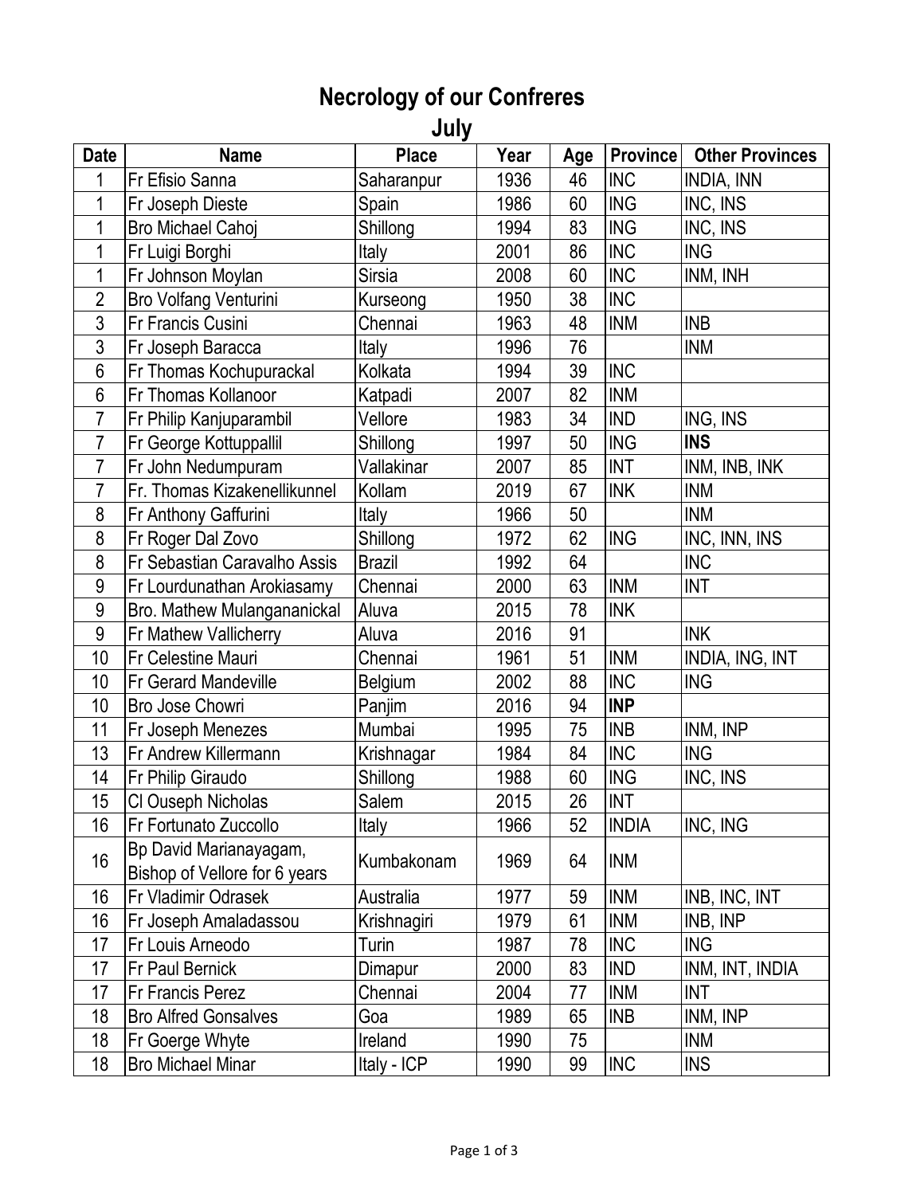# Necrology of our Confreres

## July

| Date | Name | Place | Year | Age | Province | Other Provinces |
|---|---|---|---|---|---|---|
| 1 | Fr Efisio Sanna | Saharanpur | 1936 | 46 | INC | INDIA, INN |
| 1 | Fr Joseph Dieste | Spain | 1986 | 60 | ING | INC, INS |
| 1 | Bro Michael Cahoj | Shillong | 1994 | 83 | ING | INC, INS |
| 1 | Fr Luigi Borghi | Italy | 2001 | 86 | INC | ING |
| 1 | Fr Johnson Moylan | Sirsia | 2008 | 60 | INC | INM, INH |
| 2 | Bro Volfang Venturini | Kurseong | 1950 | 38 | INC | |
| 3 | Fr Francis Cusini | Chennai | 1963 | 48 | INM | INB |
| 3 | Fr Joseph Baracca | Italy | 1996 | 76 | | INM |
| 6 | Fr Thomas Kochupurackal | Kolkata | 1994 | 39 | INC | |
| 6 | Fr Thomas Kollanoor | Katpadi | 2007 | 82 | INM | |
| 7 | Fr Philip Kanjuparambil | Vellore | 1983 | 34 | IND | ING, INS |
| 7 | Fr George Kottuppallil | Shillong | 1997 | 50 | ING | **INS** |
| 7 | Fr John Nedumpuram | Vallakinar | 2007 | 85 | INT | INM, INB, INK |
| 7 | Fr. Thomas Kizakenellikunnel | Kollam | 2019 | 67 | INK | INM |
| 8 | Fr Anthony Gaffurini | Italy | 1966 | 50 | | INM |
| 8 | Fr Roger Dal Zovo | Shillong | 1972 | 62 | ING | INC, INN, INS |
| 8 | Fr Sebastian Caravalho Assis | Brazil | 1992 | 64 | | INC |
| 9 | Fr Lourdunathan Arokiasamy | Chennai | 2000 | 63 | INM | INT |
| 9 | Bro. Mathew Mulangananickal | Aluva | 2015 | 78 | INK | |
| 9 | Fr Mathew Vallicherry | Aluva | 2016 | 91 | | INK |
| 10 | Fr Celestine Mauri | Chennai | 1961 | 51 | INM | INDIA, ING, INT |
| 10 | Fr Gerard Mandeville | Belgium | 2002 | 88 | INC | ING |
| 10 | Bro Jose Chowri | Panjim | 2016 | 94 | **INP** | |
| 11 | Fr Joseph Menezes | Mumbai | 1995 | 75 | INB | INM, INP |
| 13 | Fr Andrew Killermann | Krishnagar | 1984 | 84 | INC | ING |
| 14 | Fr Philip Giraudo | Shillong | 1988 | 60 | ING | INC, INS |
| 15 | Cl Ouseph Nicholas | Salem | 2015 | 26 | INT | |
| 16 | Fr Fortunato Zuccollo | Italy | 1966 | 52 | INDIA | INC, ING |
| 16 | Bp David Marianayagam, Bishop of Vellore for 6 years | Kumbakonam | 1969 | 64 | INM | |
| 16 | Fr Vladimir Odrasek | Australia | 1977 | 59 | INM | INB, INC, INT |
| 16 | Fr Joseph Amaladassou | Krishnagiri | 1979 | 61 | INM | INB, INP |
| 17 | Fr Louis Arneodo | Turin | 1987 | 78 | INC | ING |
| 17 | Fr Paul Bernick | Dimapur | 2000 | 83 | IND | INM, INT, INDIA |
| 17 | Fr Francis Perez | Chennai | 2004 | 77 | INM | INT |
| 18 | Bro Alfred Gonsalves | Goa | 1989 | 65 | INB | INM, INP |
| 18 | Fr Goerge Whyte | Ireland | 1990 | 75 | | INM |
| 18 | Bro Michael Minar | Italy - ICP | 1990 | 99 | INC | INS |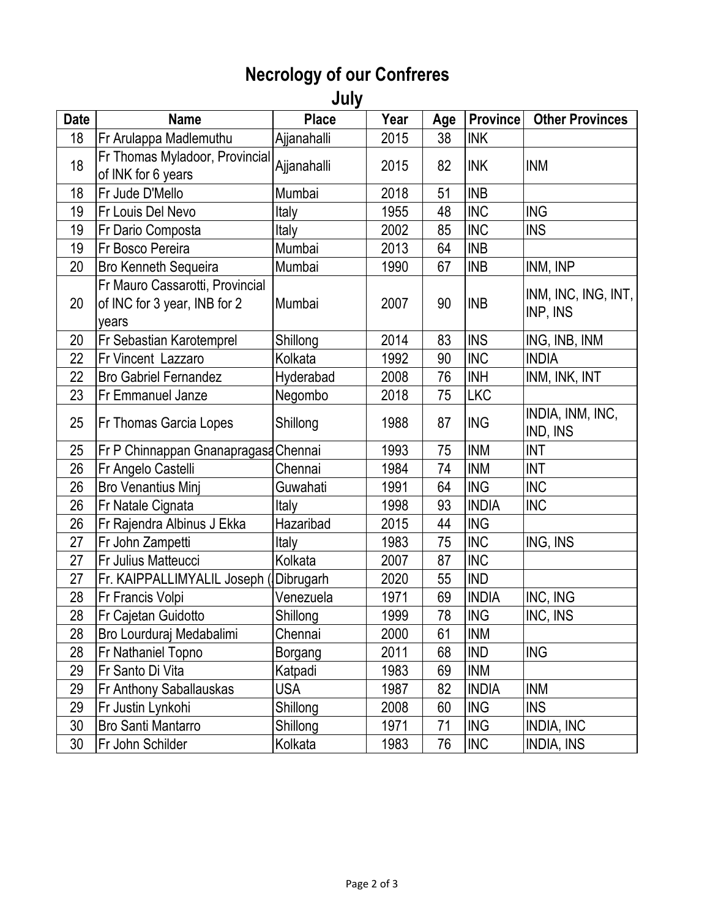# Necrology of our Confreres

## July

| Date | Name | Place | Year | Age | Province | Other Provinces |
|---|---|---|---|---|---|---|
| 18 | Fr Arulappa Madlemuthu | Ajjanahalli | 2015 | 38 | INK | |
| 18 | Fr Thomas Myladoor, Provincial of INK for 6 years | Ajjanahalli | 2015 | 82 | INK | INM |
| 18 | Fr Jude D'Mello | Mumbai | 2018 | 51 | INB | |
| 19 | Fr Louis Del Nevo | Italy | 1955 | 48 | INC | ING |
| 19 | Fr Dario Composta | Italy | 2002 | 85 | INC | INS |
| 19 | Fr Bosco Pereira | Mumbai | 2013 | 64 | INB | |
| 20 | Bro Kenneth Sequeira | Mumbai | 1990 | 67 | INB | INM, INP |
| 20 | Fr Mauro Cassarotti, Provincial of INC for 3 year, INB for 2 years | Mumbai | 2007 | 90 | INB | INM, INC, ING, INT, INP, INS |
| 20 | Fr Sebastian Karotemprel | Shillong | 2014 | 83 | INS | ING, INB, INM |
| 22 | Fr Vincent Lazzaro | Kolkata | 1992 | 90 | INC | INDIA |
| 22 | Bro Gabriel Fernandez | Hyderabad | 2008 | 76 | INH | INM, INK, INT |
| 23 | Fr Emmanuel Janze | Negombo | 2018 | 75 | LKC | |
| 25 | Fr Thomas Garcia Lopes | Shillong | 1988 | 87 | ING | INDIA, INM, INC, IND, INS |
| 25 | Fr P Chinnappan Gnanapragasa | Chennai | 1993 | 75 | INM | INT |
| 26 | Fr Angelo Castelli | Chennai | 1984 | 74 | INM | INT |
| 26 | Bro Venantius Minj | Guwahati | 1991 | 64 | ING | INC |
| 26 | Fr Natale Cignata | Italy | 1998 | 93 | INDIA | INC |
| 26 | Fr Rajendra Albinus J Ekka | Hazaribad | 2015 | 44 | ING | |
| 27 | Fr John Zampetti | Italy | 1983 | 75 | INC | ING, INS |
| 27 | Fr Julius Matteucci | Kolkata | 2007 | 87 | INC | |
| 27 | Fr. KAIPPALLIMYALIL Joseph ( | Dibrugarh | 2020 | 55 | IND | |
| 28 | Fr Francis Volpi | Venezuela | 1971 | 69 | INDIA | INC, ING |
| 28 | Fr Cajetan Guidotto | Shillong | 1999 | 78 | ING | INC, INS |
| 28 | Bro Lourduraj Medabalimi | Chennai | 2000 | 61 | INM | |
| 28 | Fr Nathaniel Topno | Borgang | 2011 | 68 | IND | ING |
| 29 | Fr Santo Di Vita | Katpadi | 1983 | 69 | INM | |
| 29 | Fr Anthony Saballauskas | USA | 1987 | 82 | INDIA | INM |
| 29 | Fr Justin Lynkohi | Shillong | 2008 | 60 | ING | INS |
| 30 | Bro Santi Mantarro | Shillong | 1971 | 71 | ING | INDIA, INC |
| 30 | Fr John Schilder | Kolkata | 1983 | 76 | INC | INDIA, INS |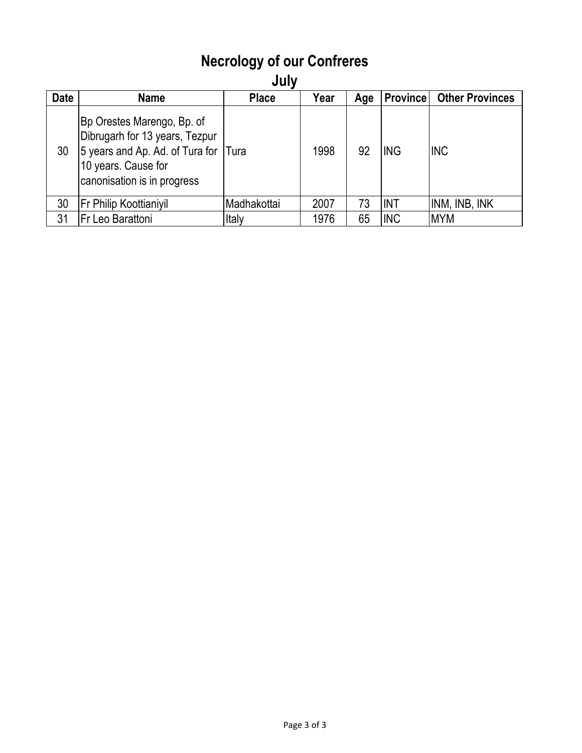# Necrology of our Confreres

## July

| Date | Name | Place | Year | Age | Province | Other Provinces |
|---|---|---|---|---|---|---|
| 30 | Bp Orestes Marengo, Bp. of Dibrugarh for 13 years, Tezpur 5 years and Ap. Ad. of Tura for 10 years. Cause for canonisation is in progress | Tura | 1998 | 92 | ING | INC |
| 30 | Fr Philip Koottianiyil | Madhakottai | 2007 | 73 | INT | INM, INB, INK |
| 31 | Fr Leo Barattoni | Italy | 1976 | 65 | INC | MYM |